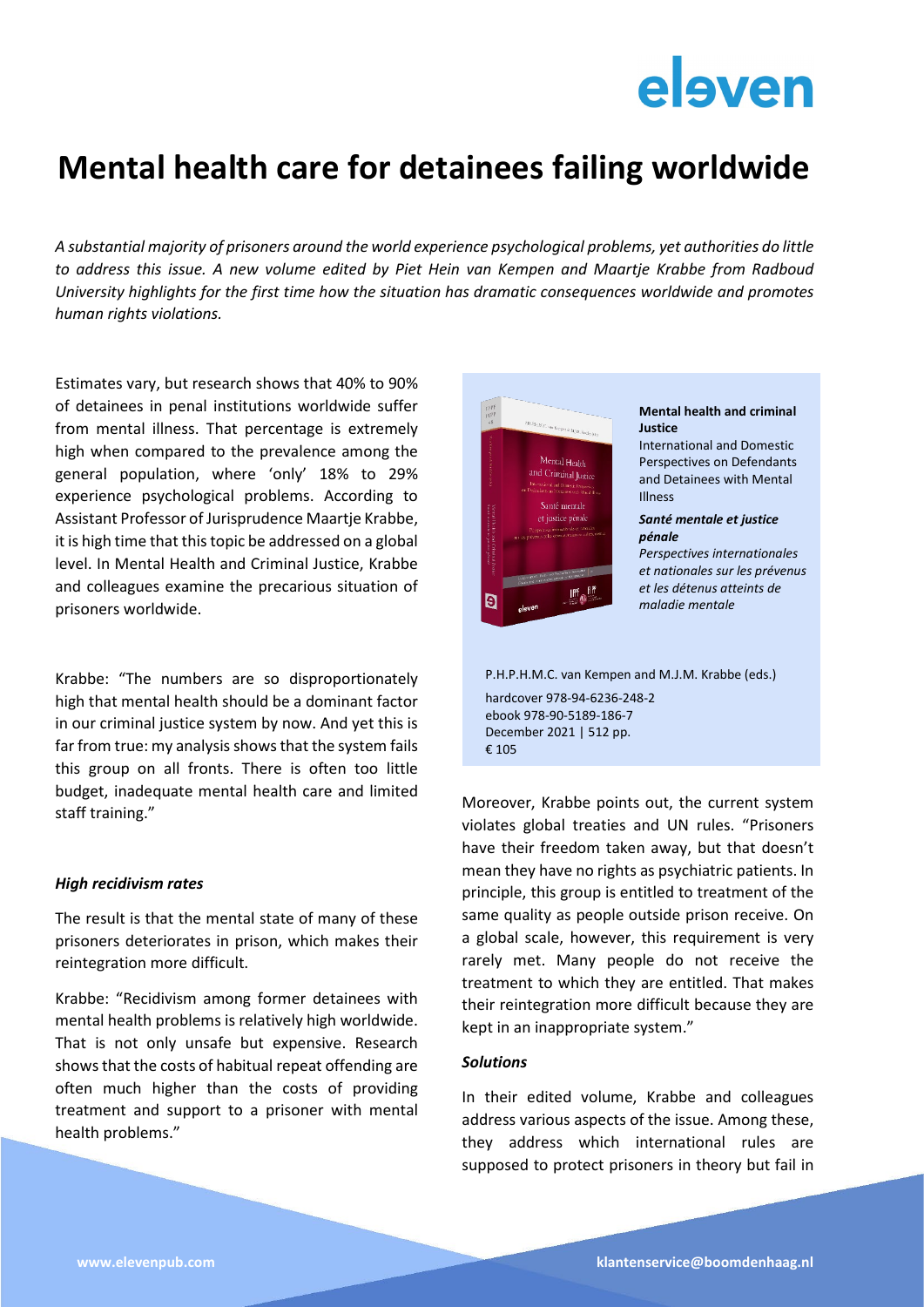eleven

# Mental health care for detainees failing worldwide

*A substantial majority of prisoners around the world experience psychological problems, yet authorities do little to address this issue. A new volume edited by Piet Hein van Kempen and Maartje Krabbe from Radboud University highlights for the first time how the situation has dramatic consequences worldwide and promotes human rights violations.*

Estimates vary, but research shows that 40% to 90% of detainees in penal institutions worldwide suffer from mental illness. That percentage is extremely high when compared to the prevalence among the general population, where 'only' 18% to 29% experience psychological problems. According to Assistant Professor of Jurisprudence Maartje Krabbe, it is high time that this topic be addressed on a global level. In Mental Health and Criminal Justice, Krabbe and colleagues examine the precarious situation of prisoners worldwide.

Krabbe: "The numbers are so disproportionately high that mental health should be a dominant factor in our criminal justice system by now. And yet this is far from true: my analysis shows that the system fails this group on all fronts. There is often too little budget, inadequate mental health care and limited staff training."

### *High recidivism rates*

The result is that the mental state of many of these prisoners deteriorates in prison, which makes their reintegration more difficult.

Krabbe: "Recidivism among former detainees with mental health problems is relatively high worldwide. That is not only unsafe but expensive. Research shows that the costs of habitual repeat offending are often much higher than the costs of providing treatment and support to a prisoner with mental health problems."

**Mental health and criminal Justice**
International and Domestic Perspectives on Defendants and Detainees with Mental Illness

***Santé mentale et justice pénale***
*Perspectives internationales et nationales sur les prévenus et les détenus atteints de maladie mentale*

P.H.P.H.M.C. van Kempen and M.J.M. Krabbe (eds.)
hardcover 978-94-6236-248-2
ebook 978-90-5189-186-7
December 2021 | 512 pp.
€ 105

Moreover, Krabbe points out, the current system violates global treaties and UN rules. "Prisoners have their freedom taken away, but that doesn't mean they have no rights as psychiatric patients. In principle, this group is entitled to treatment of the same quality as people outside prison receive. On a global scale, however, this requirement is very rarely met. Many people do not receive the treatment to which they are entitled. That makes their reintegration more difficult because they are kept in an inappropriate system."

### *Solutions*

In their edited volume, Krabbe and colleagues address various aspects of the issue. Among these, they address which international rules are supposed to protect prisoners in theory but fail in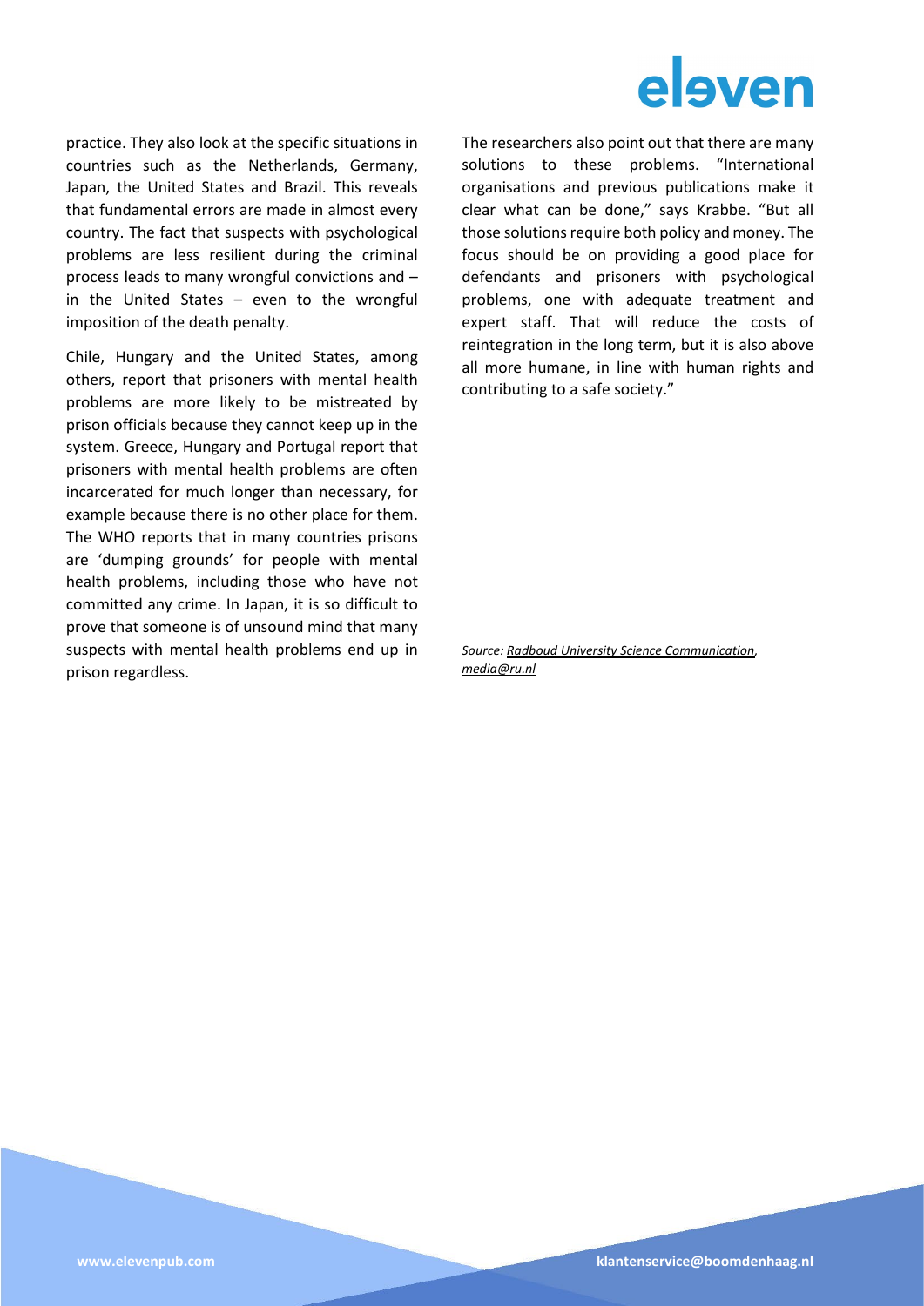practice. They also look at the specific situations in countries such as the Netherlands, Germany, Japan, the United States and Brazil. This reveals that fundamental errors are made in almost every country. The fact that suspects with psychological problems are less resilient during the criminal process leads to many wrongful convictions and – in the United States – even to the wrongful imposition of the death penalty.

Chile, Hungary and the United States, among others, report that prisoners with mental health problems are more likely to be mistreated by prison officials because they cannot keep up in the system. Greece, Hungary and Portugal report that prisoners with mental health problems are often incarcerated for much longer than necessary, for example because there is no other place for them. The WHO reports that in many countries prisons are 'dumping grounds' for people with mental health problems, including those who have not committed any crime. In Japan, it is so difficult to prove that someone is of unsound mind that many suspects with mental health problems end up in prison regardless.

The researchers also point out that there are many solutions to these problems. "International organisations and previous publications make it clear what can be done," says Krabbe. "But all those solutions require both policy and money. The focus should be on providing a good place for defendants and prisoners with psychological problems, one with adequate treatment and expert staff. That will reduce the costs of reintegration in the long term, but it is also above all more humane, in line with human rights and contributing to a safe society."

*Source: Radboud University Science Communication, media@ru.nl*